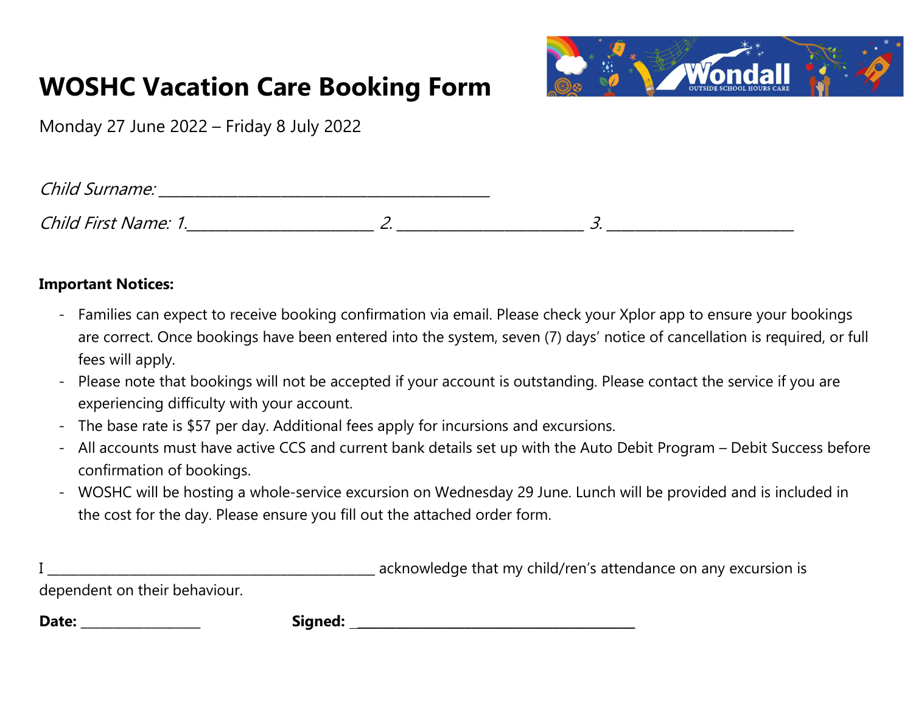# WOSHC Vacation Care Booking Form

Monday 27 June 2022 – Friday 8 July 2022

*Child Surname:* ___________________________________________

*Child First Name: 1.*________________________ *2.* ________________________ *3.* ________________________

**Important Notices:**

- Families can expect to receive booking confirmation via email. Please check your Xplor app to ensure your bookings are correct. Once bookings have been entered into the system, seven (7) days' notice of cancellation is required, or full fees will apply.
- Please note that bookings will not be accepted if your account is outstanding. Please contact the service if you are experiencing difficulty with your account.
- The base rate is $57 per day. Additional fees apply for incursions and excursions.
- All accounts must have active CCS and current bank details set up with the Auto Debit Program – Debit Success before confirmation of bookings.
- WOSHC will be hosting a whole-service excursion on Wednesday 29 June. Lunch will be provided and is included in the cost for the day. Please ensure you fill out the attached order form.

I ___________________________________________ acknowledge that my child/ren's attendance on any excursion is dependent on their behaviour.

**Date:** _______________ **Signed:** ____________________________________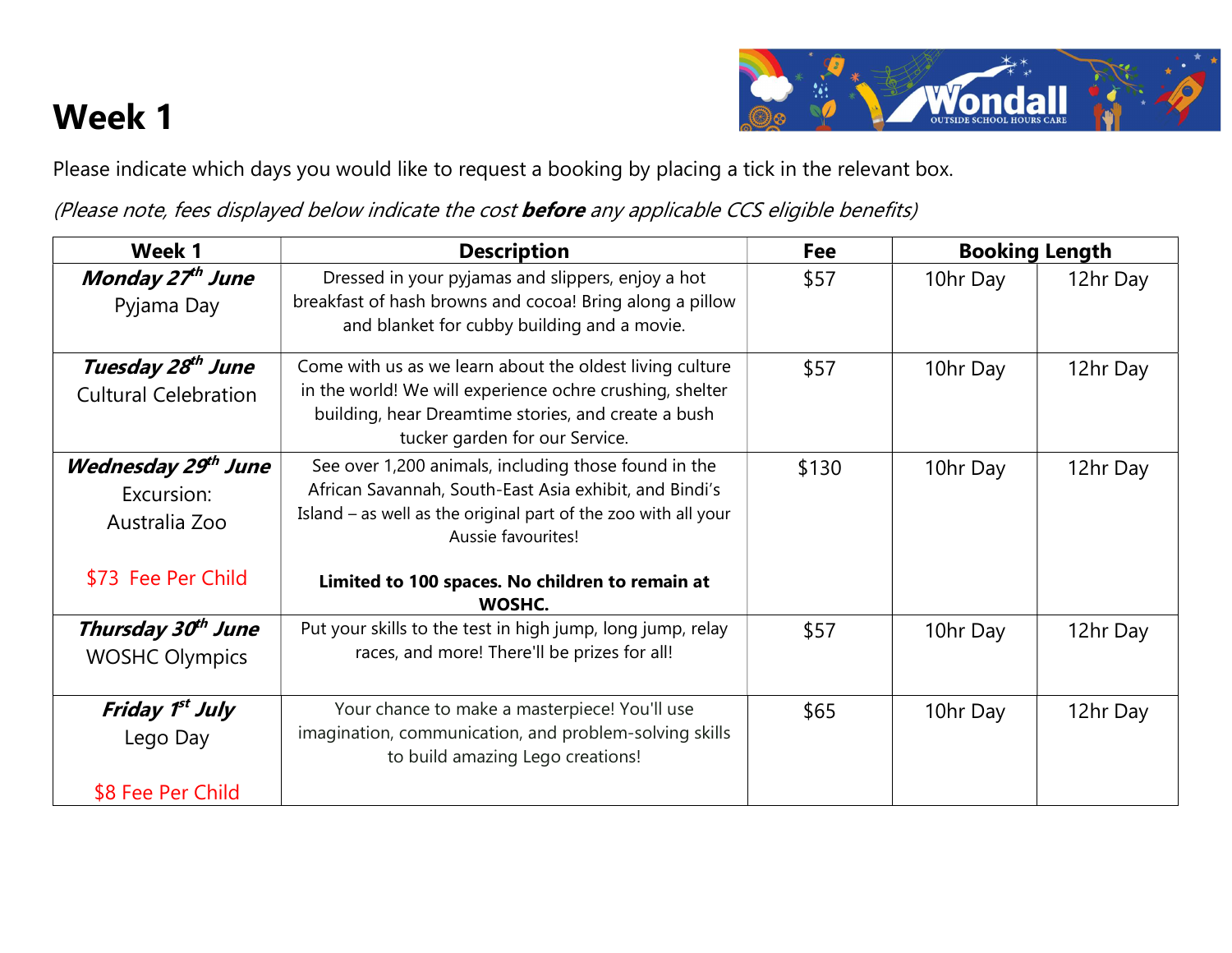# Week 1

Please indicate which days you would like to request a booking by placing a tick in the relevant box.

*(Please note, fees displayed below indicate the cost **before** any applicable CCS eligible benefits)*

| Week 1 | Description | Fee | Booking Length | |
|---|---|---|---|---|
| ***Monday 27th June***<br>Pyjama Day | Dressed in your pyjamas and slippers, enjoy a hot breakfast of hash browns and cocoa! Bring along a pillow and blanket for cubby building and a movie. | $57 | 10hr Day | 12hr Day |
| ***Tuesday 28th June***<br>Cultural Celebration | Come with us as we learn about the oldest living culture in the world! We will experience ochre crushing, shelter building, hear Dreamtime stories, and create a bush tucker garden for our Service. | $57 | 10hr Day | 12hr Day |
| ***Wednesday 29th June***<br>Excursion:<br>Australia Zoo<br><br>$73 Fee Per Child | See over 1,200 animals, including those found in the African Savannah, South-East Asia exhibit, and Bindi's Island – as well as the original part of the zoo with all your Aussie favourites!<br><br>**Limited to 100 spaces. No children to remain at WOSHC.** | $130 | 10hr Day | 12hr Day |
| ***Thursday 30th June***<br>WOSHC Olympics | Put your skills to the test in high jump, long jump, relay races, and more! There'll be prizes for all! | $57 | 10hr Day | 12hr Day |
| ***Friday 1st July***<br>Lego Day<br><br>$8 Fee Per Child | Your chance to make a masterpiece! You'll use imagination, communication, and problem-solving skills to build amazing Lego creations! | $65 | 10hr Day | 12hr Day |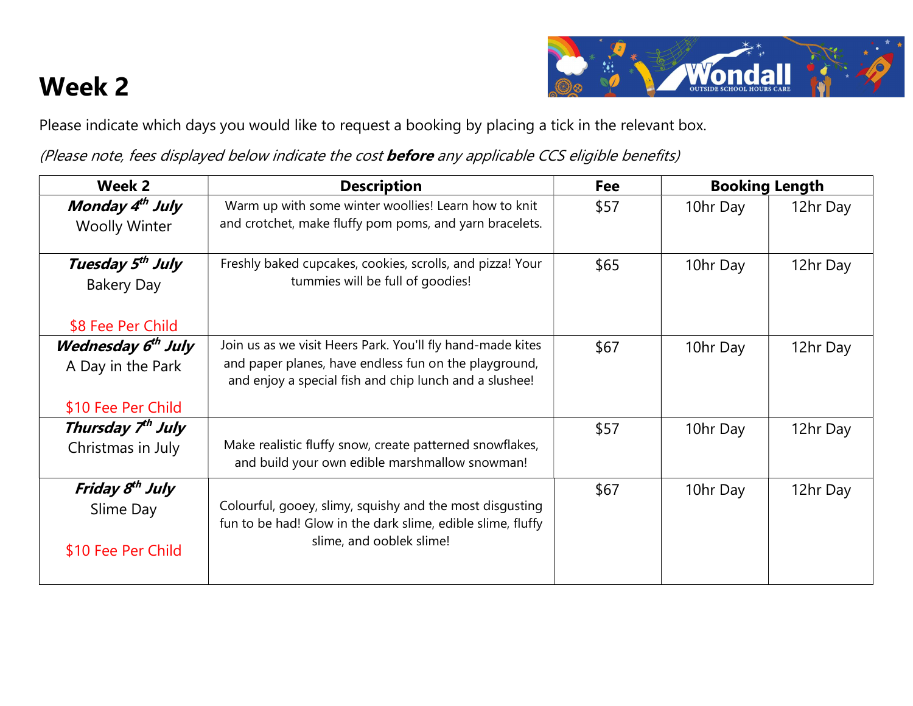# Week 2

Please indicate which days you would like to request a booking by placing a tick in the relevant box.

*(Please note, fees displayed below indicate the cost **before** any applicable CCS eligible benefits)*

| Week 2 | Description | Fee | Booking Length | |
|---|---|---|---|---|
| ***Monday 4th July*** Woolly Winter | Warm up with some winter woollies! Learn how to knit and crotchet, make fluffy pom poms, and yarn bracelets. | $57 | 10hr Day | 12hr Day |
| ***Tuesday 5th July*** Bakery Day $8 Fee Per Child | Freshly baked cupcakes, cookies, scrolls, and pizza! Your tummies will be full of goodies! | $65 | 10hr Day | 12hr Day |
| ***Wednesday 6th July*** A Day in the Park $10 Fee Per Child | Join us as we visit Heers Park. You'll fly hand-made kites and paper planes, have endless fun on the playground, and enjoy a special fish and chip lunch and a slushee! | $67 | 10hr Day | 12hr Day |
| ***Thursday 7th July*** Christmas in July | Make realistic fluffy snow, create patterned snowflakes, and build your own edible marshmallow snowman! | $57 | 10hr Day | 12hr Day |
| ***Friday 8th July*** Slime Day $10 Fee Per Child | Colourful, gooey, slimy, squishy and the most disgusting fun to be had! Glow in the dark slime, edible slime, fluffy slime, and ooblek slime! | $67 | 10hr Day | 12hr Day |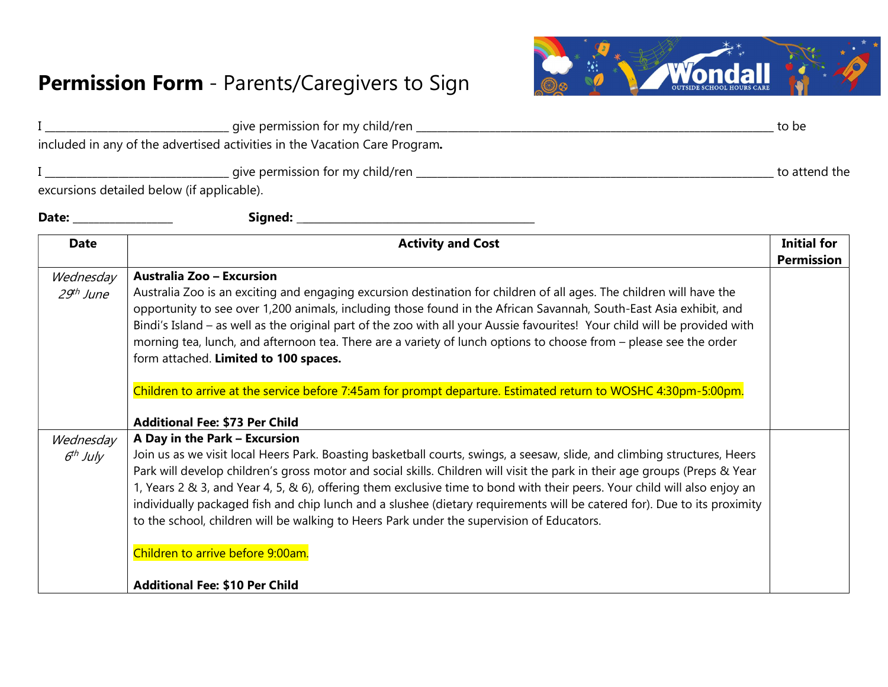# **Permission Form** - Parents/Caregivers to Sign

I ______________________________ give permission for my child/ren ______________________________________________________________ to be included in any of the advertised activities in the Vacation Care Program**.**

I ______________________________ give permission for my child/ren ______________________________________________________________ to attend the excursions detailed below (if applicable).

**Date:** ________________ **Signed:** _______________________________________

| Date | Activity and Cost | Initial for Permission |
|---|---|---|
| *Wednesday 29th June* | **Australia Zoo – Excursion**<br>Australia Zoo is an exciting and engaging excursion destination for children of all ages. The children will have the opportunity to see over 1,200 animals, including those found in the African Savannah, South-East Asia exhibit, and Bindi's Island – as well as the original part of the zoo with all your Aussie favourites! Your child will be provided with morning tea, lunch, and afternoon tea. There are a variety of lunch options to choose from – please see the order form attached. **Limited to 100 spaces.**<br><br>Children to arrive at the service before 7:45am for prompt departure. Estimated return to WOSHC 4:30pm-5:00pm.<br><br>**Additional Fee: $73 Per Child** | |
| *Wednesday 6th July* | **A Day in the Park – Excursion**<br>Join us as we visit local Heers Park. Boasting basketball courts, swings, a seesaw, slide, and climbing structures, Heers Park will develop children's gross motor and social skills. Children will visit the park in their age groups (Preps & Year 1, Years 2 & 3, and Year 4, 5, & 6), offering them exclusive time to bond with their peers. Your child will also enjoy an individually packaged fish and chip lunch and a slushee (dietary requirements will be catered for). Due to its proximity to the school, children will be walking to Heers Park under the supervision of Educators.<br><br>Children to arrive before 9:00am.<br><br>**Additional Fee: $10 Per Child** | |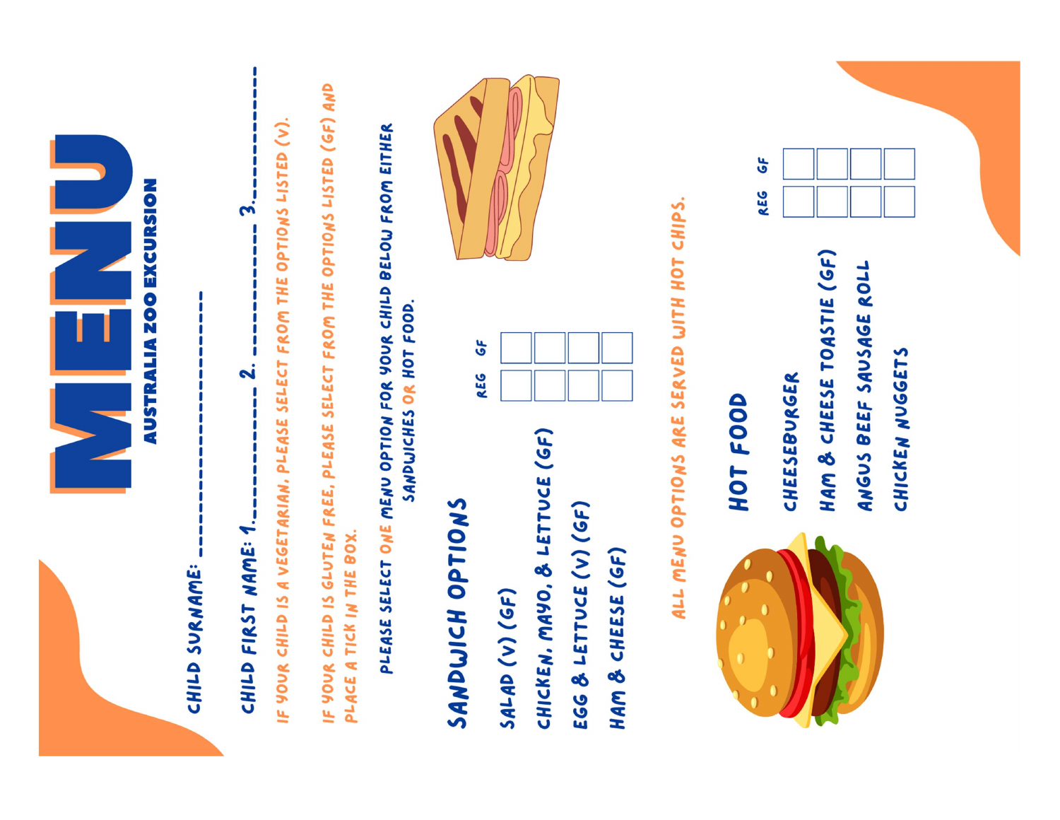# MENU

## AUSTRALIA ZOO EXCURSION

CHILD SURNAME: ____________________

CHILD FIRST NAME: 1. ____________ 2. ____________ 3. ____________

IF YOUR CHILD IS A VEGETARIAN, PLEASE SELECT FROM THE OPTIONS LISTED (V).

IF YOUR CHILD IS GLUTEN FREE, PLEASE SELECT FROM THE OPTIONS LISTED (GF) AND PLACE A TICK IN THE BOX.

PLEASE SELECT ONE MENU OPTION FOR YOUR CHILD BELOW FROM EITHER SANDWICHES OR HOT FOOD.

## SANDWICH OPTIONS

| | REG | GF |
|---|---|---|
| SALAD (V) (GF) | | |
| CHICKEN, MAYO, & LETTUCE (GF) | | |
| EGG & LETTUCE (V) (GF) | | |
| HAM & CHEESE (GF) | | |

ALL MENU OPTIONS ARE SERVED WITH HOT CHIPS.

## HOT FOOD

| | REG | GF |
|---|---|---|
| CHEESEBURGER | | |
| HAM & CHEESE TOASTIE (GF) | | |
| ANGUS BEEF SAUSAGE ROLL | | |
| CHICKEN NUGGETS | | |